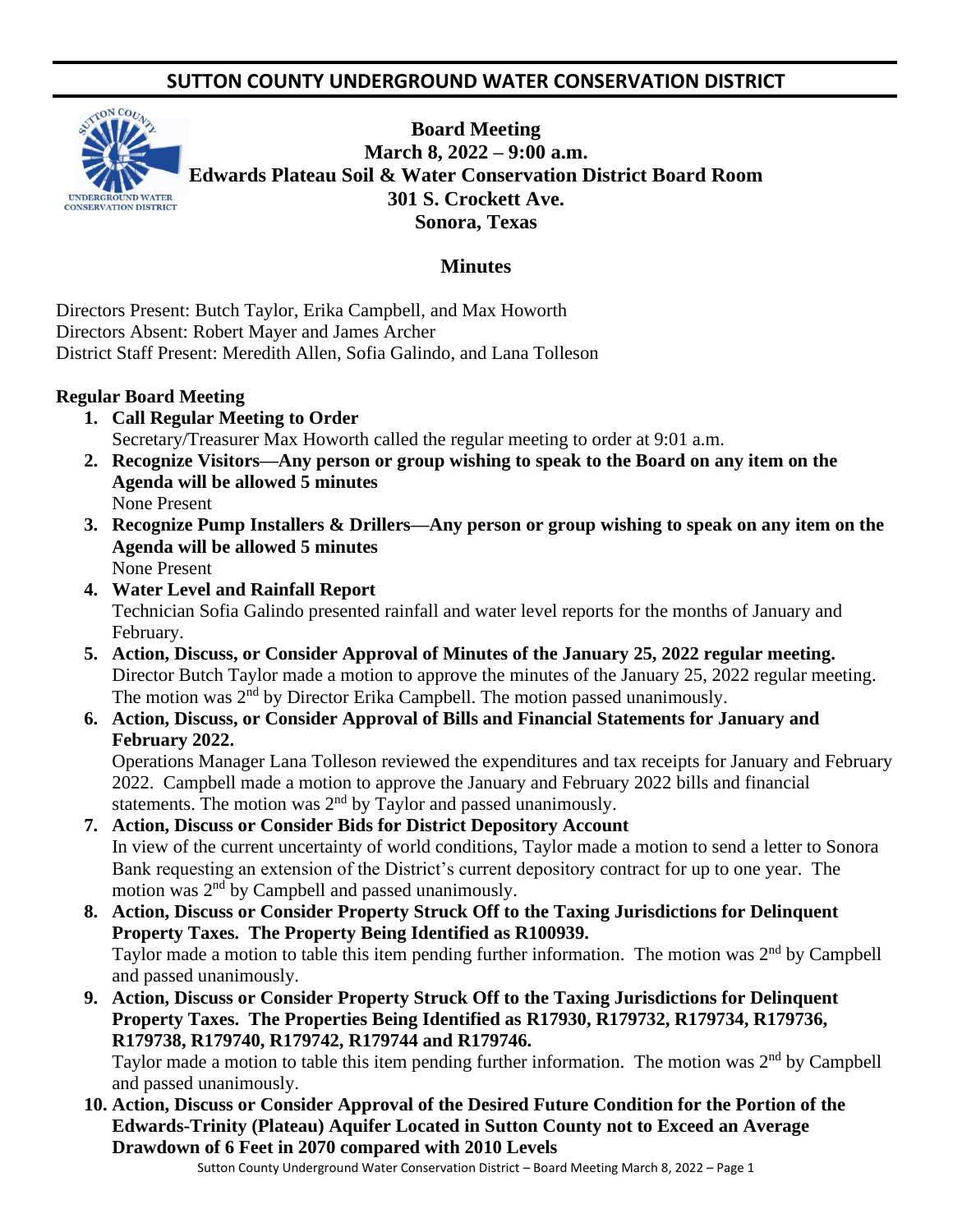# SUTTON COUNTY UNDERGROUND WATER CONSERVATION DISTRICT

**Board Meeting**
**March 8, 2022 – 9:00 a.m.**
**Edwards Plateau Soil & Water Conservation District Board Room**
**301 S. Crockett Ave.**
**Sonora, Texas**

## Minutes

Directors Present: Butch Taylor, Erika Campbell, and Max Howorth
Directors Absent: Robert Mayer and James Archer
District Staff Present: Meredith Allen, Sofia Galindo, and Lana Tolleson

**Regular Board Meeting**

1. **Call Regular Meeting to Order**
   Secretary/Treasurer Max Howorth called the regular meeting to order at 9:01 a.m.
2. **Recognize Visitors—Any person or group wishing to speak to the Board on any item on the Agenda will be allowed 5 minutes**
   None Present
3. **Recognize Pump Installers & Drillers—Any person or group wishing to speak on any item on the Agenda will be allowed 5 minutes**
   None Present
4. **Water Level and Rainfall Report**
   Technician Sofia Galindo presented rainfall and water level reports for the months of January and February.
5. **Action, Discuss, or Consider Approval of Minutes of the January 25, 2022 regular meeting.**
   Director Butch Taylor made a motion to approve the minutes of the January 25, 2022 regular meeting. The motion was 2nd by Director Erika Campbell. The motion passed unanimously.
6. **Action, Discuss, or Consider Approval of Bills and Financial Statements for January and February 2022.**
   Operations Manager Lana Tolleson reviewed the expenditures and tax receipts for January and February 2022. Campbell made a motion to approve the January and February 2022 bills and financial statements. The motion was 2nd by Taylor and passed unanimously.
7. **Action, Discuss or Consider Bids for District Depository Account**
   In view of the current uncertainty of world conditions, Taylor made a motion to send a letter to Sonora Bank requesting an extension of the District's current depository contract for up to one year. The motion was 2nd by Campbell and passed unanimously.
8. **Action, Discuss or Consider Property Struck Off to the Taxing Jurisdictions for Delinquent Property Taxes. The Property Being Identified as R100939.**
   Taylor made a motion to table this item pending further information. The motion was 2nd by Campbell and passed unanimously.
9. **Action, Discuss or Consider Property Struck Off to the Taxing Jurisdictions for Delinquent Property Taxes. The Properties Being Identified as R17930, R179732, R179734, R179736, R179738, R179740, R179742, R179744 and R179746.**
   Taylor made a motion to table this item pending further information. The motion was 2nd by Campbell and passed unanimously.
10. **Action, Discuss or Consider Approval of the Desired Future Condition for the Portion of the Edwards-Trinity (Plateau) Aquifer Located in Sutton County not to Exceed an Average Drawdown of 6 Feet in 2070 compared with 2010 Levels**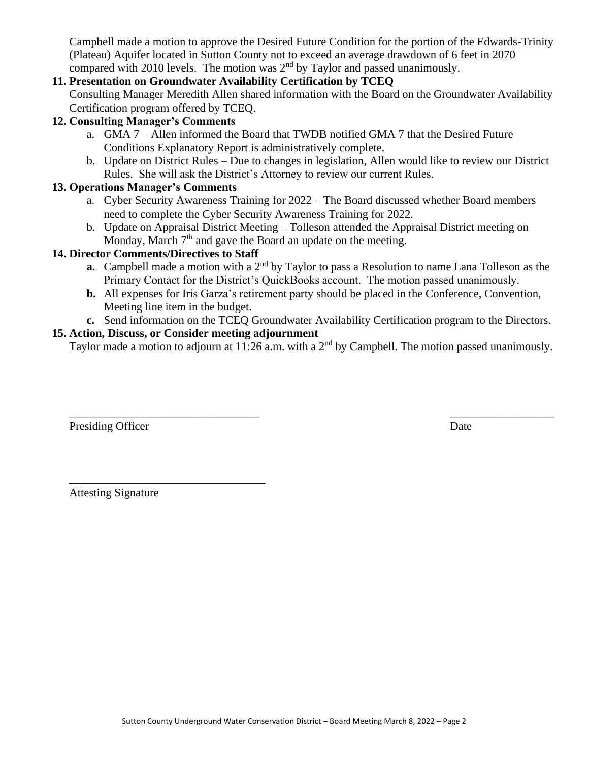Campbell made a motion to approve the Desired Future Condition for the portion of the Edwards-Trinity (Plateau) Aquifer located in Sutton County not to exceed an average drawdown of 6 feet in 2070 compared with 2010 levels. The motion was 2nd by Taylor and passed unanimously.

**11. Presentation on Groundwater Availability Certification by TCEQ**

Consulting Manager Meredith Allen shared information with the Board on the Groundwater Availability Certification program offered by TCEQ.

**12. Consulting Manager's Comments**

a. GMA 7 – Allen informed the Board that TWDB notified GMA 7 that the Desired Future Conditions Explanatory Report is administratively complete.

b. Update on District Rules – Due to changes in legislation, Allen would like to review our District Rules. She will ask the District's Attorney to review our current Rules.

**13. Operations Manager's Comments**

a. Cyber Security Awareness Training for 2022 – The Board discussed whether Board members need to complete the Cyber Security Awareness Training for 2022.

b. Update on Appraisal District Meeting – Tolleson attended the Appraisal District meeting on Monday, March 7th and gave the Board an update on the meeting.

**14. Director Comments/Directives to Staff**

**a.** Campbell made a motion with a 2nd by Taylor to pass a Resolution to name Lana Tolleson as the Primary Contact for the District's QuickBooks account. The motion passed unanimously.

**b.** All expenses for Iris Garza's retirement party should be placed in the Conference, Convention, Meeting line item in the budget.

**c.** Send information on the TCEQ Groundwater Availability Certification program to the Directors.

**15. Action, Discuss, or Consider meeting adjournment**

Taylor made a motion to adjourn at 11:26 a.m. with a 2nd by Campbell. The motion passed unanimously.

_________________________________ __________________

Presiding Officer Date

_________________________________

Attesting Signature